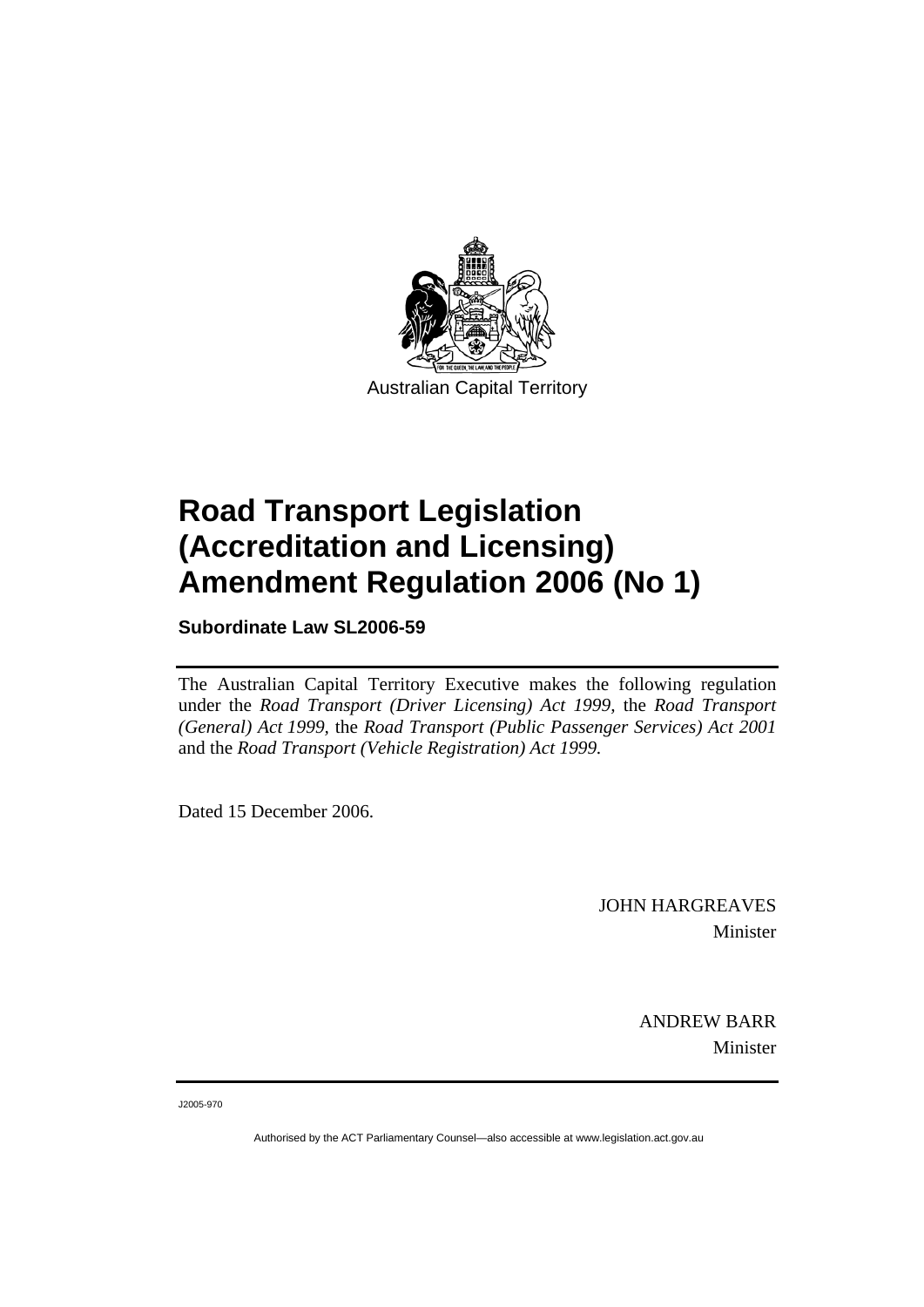Australian Capital Territory

# Road Transport Legislation (Accreditation and Licensing) Amendment Regulation 2006 (No 1)

**Subordinate Law SL2006-59**

The Australian Capital Territory Executive makes the following regulation under the *Road Transport (Driver Licensing) Act 1999,* the *Road Transport (General) Act 1999*, the *Road Transport (Public Passenger Services) Act 2001* and the *Road Transport (Vehicle Registration) Act 1999.*

Dated 15 December 2006.

JOHN HARGREAVES
Minister

ANDREW BARR
Minister

J2005-970

Authorised by the ACT Parliamentary Counsel—also accessible at www.legislation.act.gov.au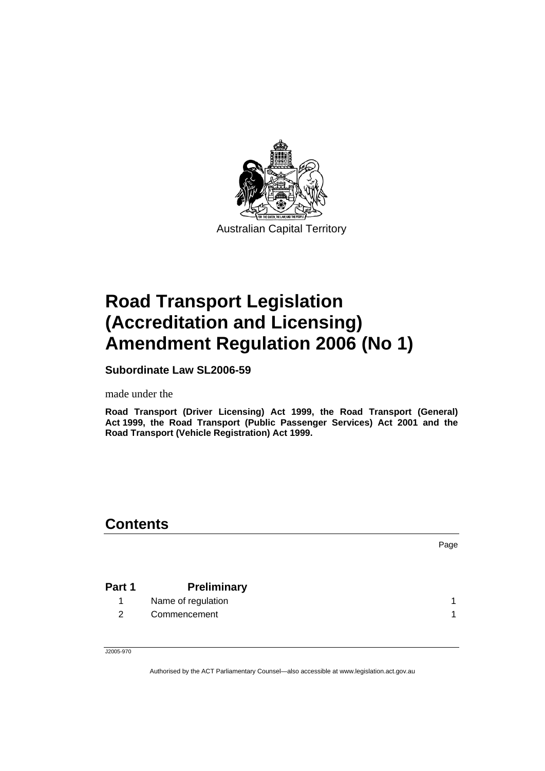Australian Capital Territory

# Road Transport Legislation (Accreditation and Licensing) Amendment Regulation 2006 (No 1)

**Subordinate Law SL2006-59**

made under the

**Road Transport (Driver Licensing) Act 1999, the Road Transport (General) Act 1999, the Road Transport (Public Passenger Services) Act 2001 and the Road Transport (Vehicle Registration) Act 1999.**

## Contents

| | | Page |
|---|---|---|
| **Part 1** | **Preliminary** | |
| 1 | Name of regulation | 1 |
| 2 | Commencement | 1 |

J2005-970

Authorised by the ACT Parliamentary Counsel—also accessible at www.legislation.act.gov.au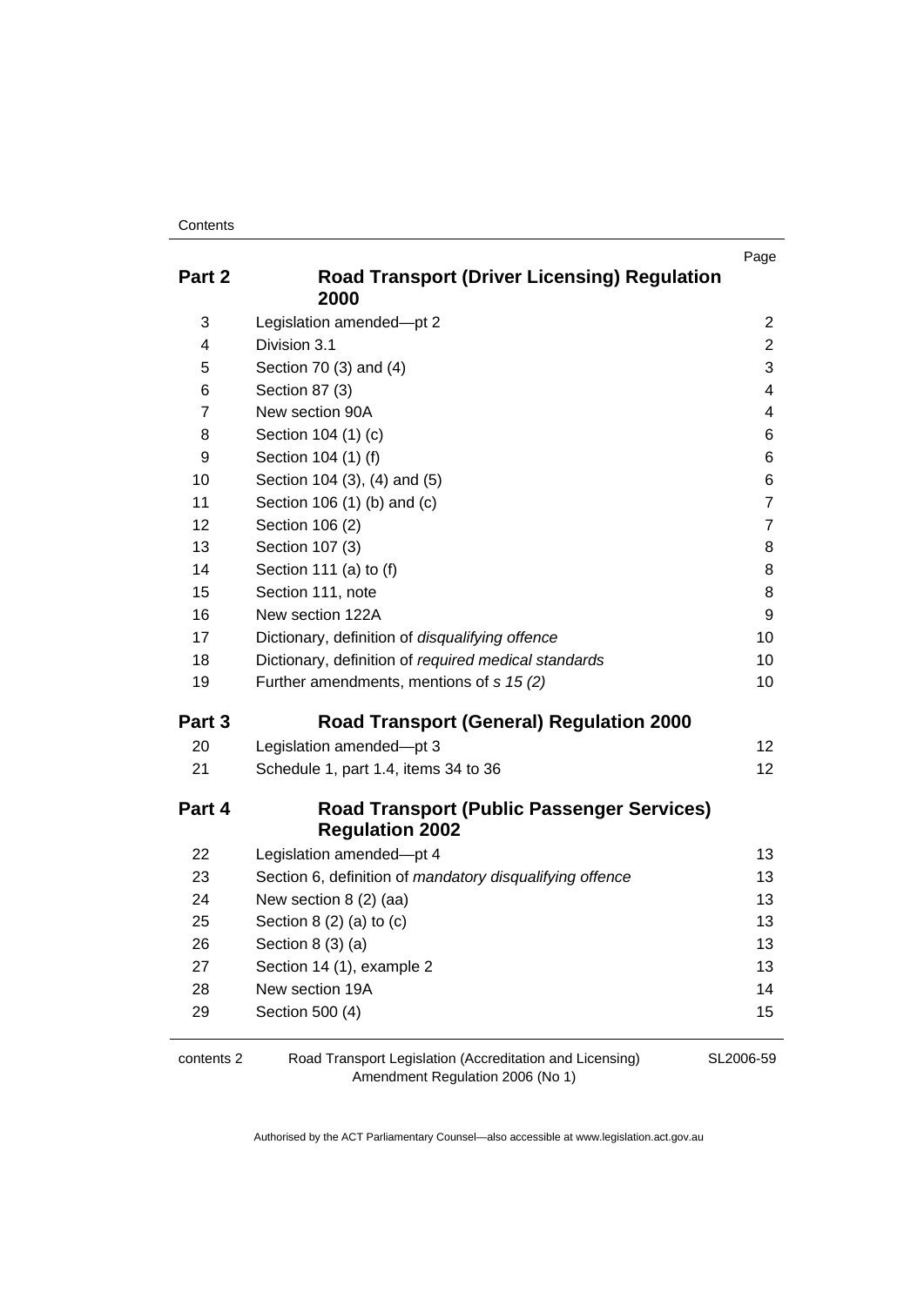| | | Page |
|---|---|---|
| **Part 2** | **Road Transport (Driver Licensing) Regulation 2000** | |
| 3 | Legislation amended—pt 2 | 2 |
| 4 | Division 3.1 | 2 |
| 5 | Section 70 (3) and (4) | 3 |
| 6 | Section 87 (3) | 4 |
| 7 | New section 90A | 4 |
| 8 | Section 104 (1) (c) | 6 |
| 9 | Section 104 (1) (f) | 6 |
| 10 | Section 104 (3), (4) and (5) | 6 |
| 11 | Section 106 (1) (b) and (c) | 7 |
| 12 | Section 106 (2) | 7 |
| 13 | Section 107 (3) | 8 |
| 14 | Section 111 (a) to (f) | 8 |
| 15 | Section 111, note | 8 |
| 16 | New section 122A | 9 |
| 17 | Dictionary, definition of *disqualifying offence* | 10 |
| 18 | Dictionary, definition of *required medical standards* | 10 |
| 19 | Further amendments, mentions of *s 15 (2)* | 10 |
| **Part 3** | **Road Transport (General) Regulation 2000** | |
| 20 | Legislation amended—pt 3 | 12 |
| 21 | Schedule 1, part 1.4, items 34 to 36 | 12 |
| **Part 4** | **Road Transport (Public Passenger Services) Regulation 2002** | |
| 22 | Legislation amended—pt 4 | 13 |
| 23 | Section 6, definition of *mandatory disqualifying offence* | 13 |
| 24 | New section 8 (2) (aa) | 13 |
| 25 | Section 8 (2) (a) to (c) | 13 |
| 26 | Section 8 (3) (a) | 13 |
| 27 | Section 14 (1), example 2 | 13 |
| 28 | New section 19A | 14 |
| 29 | Section 500 (4) | 15 |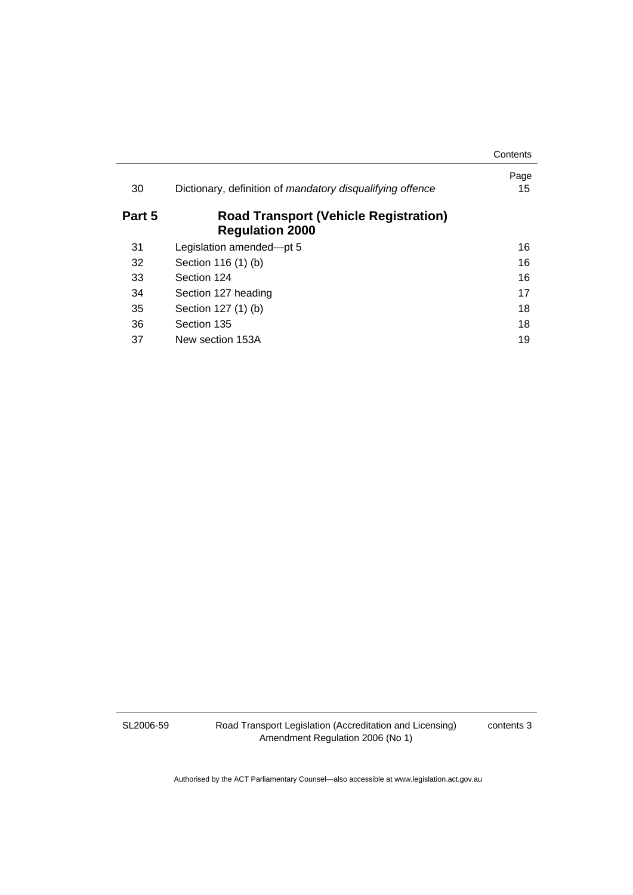| | | Page |
|---|---|---|
| 30 | Dictionary, definition of *mandatory disqualifying offence* | 15 |

**Part 5 Road Transport (Vehicle Registration) Regulation 2000**

| | | |
|---|---|---|
| 31 | Legislation amended—pt 5 | 16 |
| 32 | Section 116 (1) (b) | 16 |
| 33 | Section 124 | 16 |
| 34 | Section 127 heading | 17 |
| 35 | Section 127 (1) (b) | 18 |
| 36 | Section 135 | 18 |
| 37 | New section 153A | 19 |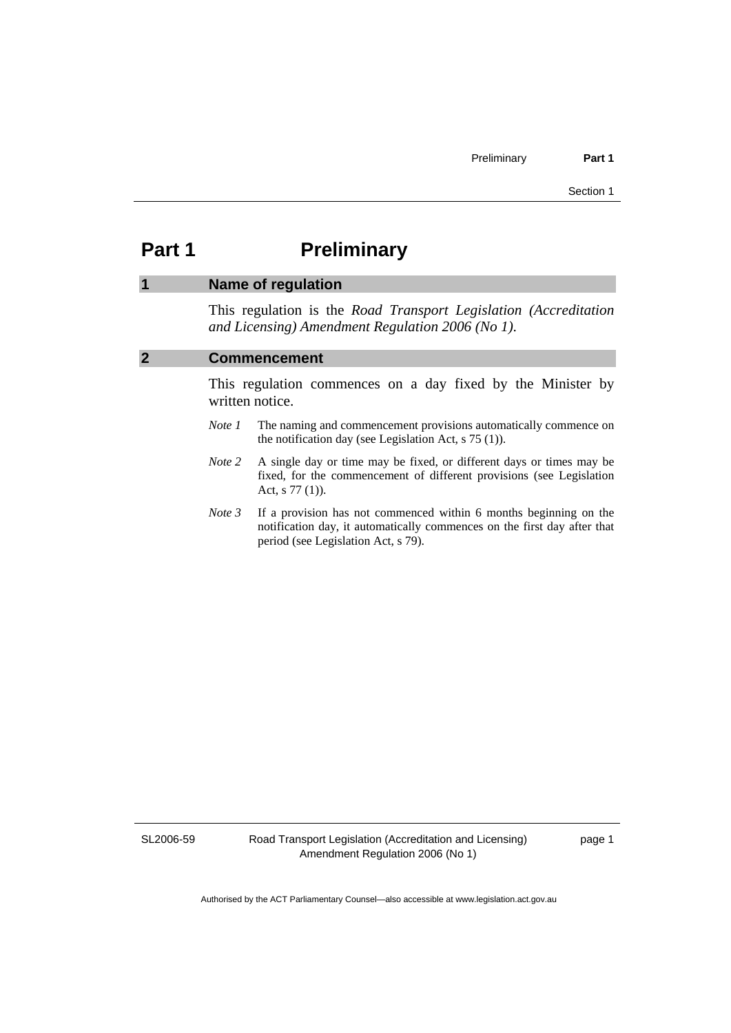# Part 1 Preliminary

## 1 Name of regulation

This regulation is the *Road Transport Legislation (Accreditation and Licensing) Amendment Regulation 2006 (No 1)*.

## 2 Commencement

This regulation commences on a day fixed by the Minister by written notice.

*Note 1* The naming and commencement provisions automatically commence on the notification day (see Legislation Act, s 75 (1)).

*Note 2* A single day or time may be fixed, or different days or times may be fixed, for the commencement of different provisions (see Legislation Act, s 77 (1)).

*Note 3* If a provision has not commenced within 6 months beginning on the notification day, it automatically commences on the first day after that period (see Legislation Act, s 79).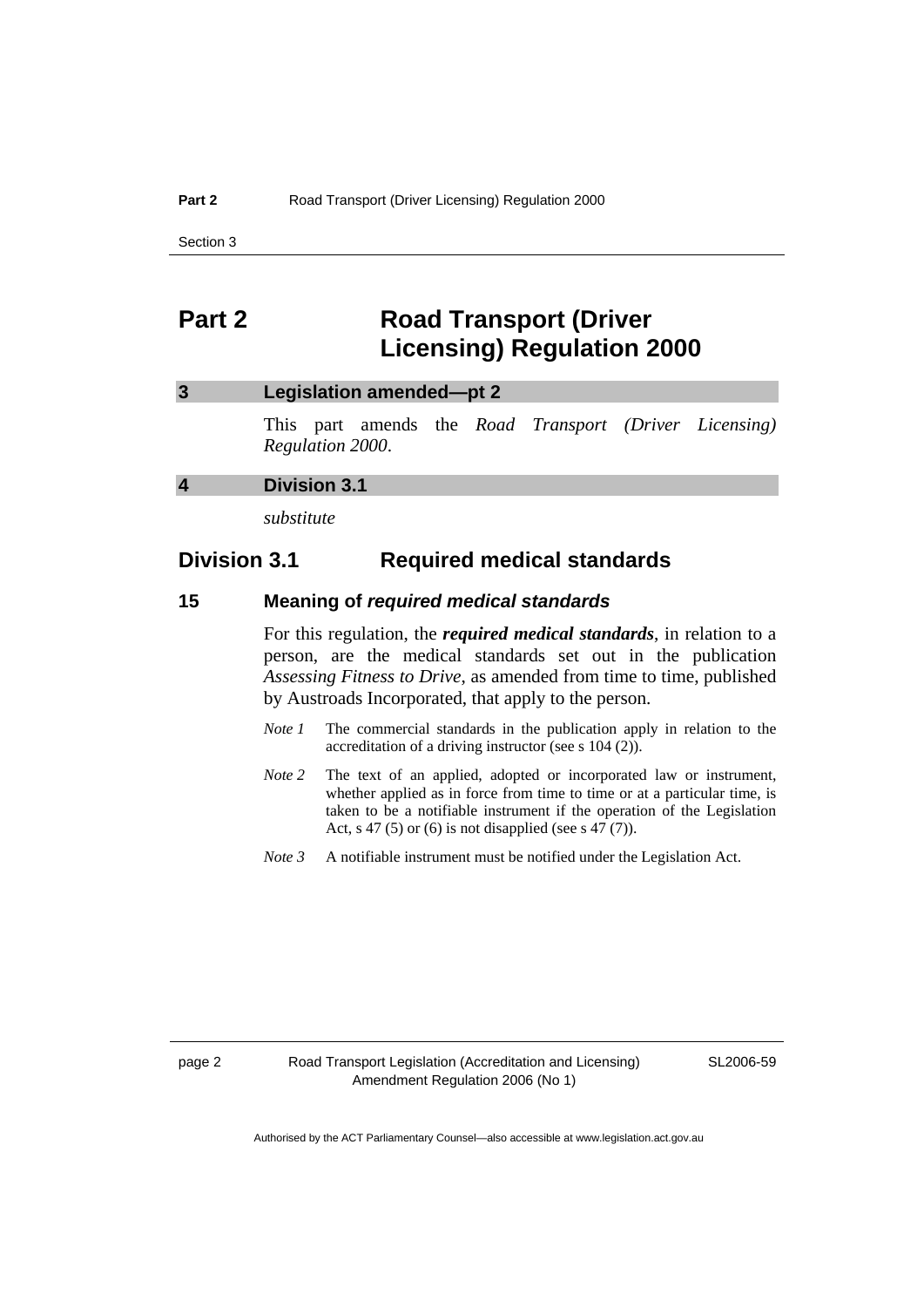# Part 2 Road Transport (Driver Licensing) Regulation 2000

## 3 Legislation amended—pt 2

This part amends the *Road Transport (Driver Licensing) Regulation 2000*.

## 4 Division 3.1

*substitute*

## Division 3.1 Required medical standards

### 15 Meaning of *required medical standards*

For this regulation, the ***required medical standards***, in relation to a person, are the medical standards set out in the publication *Assessing Fitness to Drive*, as amended from time to time, published by Austroads Incorporated, that apply to the person.

*Note 1* The commercial standards in the publication apply in relation to the accreditation of a driving instructor (see s 104 (2)).

*Note 2* The text of an applied, adopted or incorporated law or instrument, whether applied as in force from time to time or at a particular time, is taken to be a notifiable instrument if the operation of the Legislation Act, s 47 (5) or (6) is not disapplied (see s 47 (7)).

*Note 3* A notifiable instrument must be notified under the Legislation Act.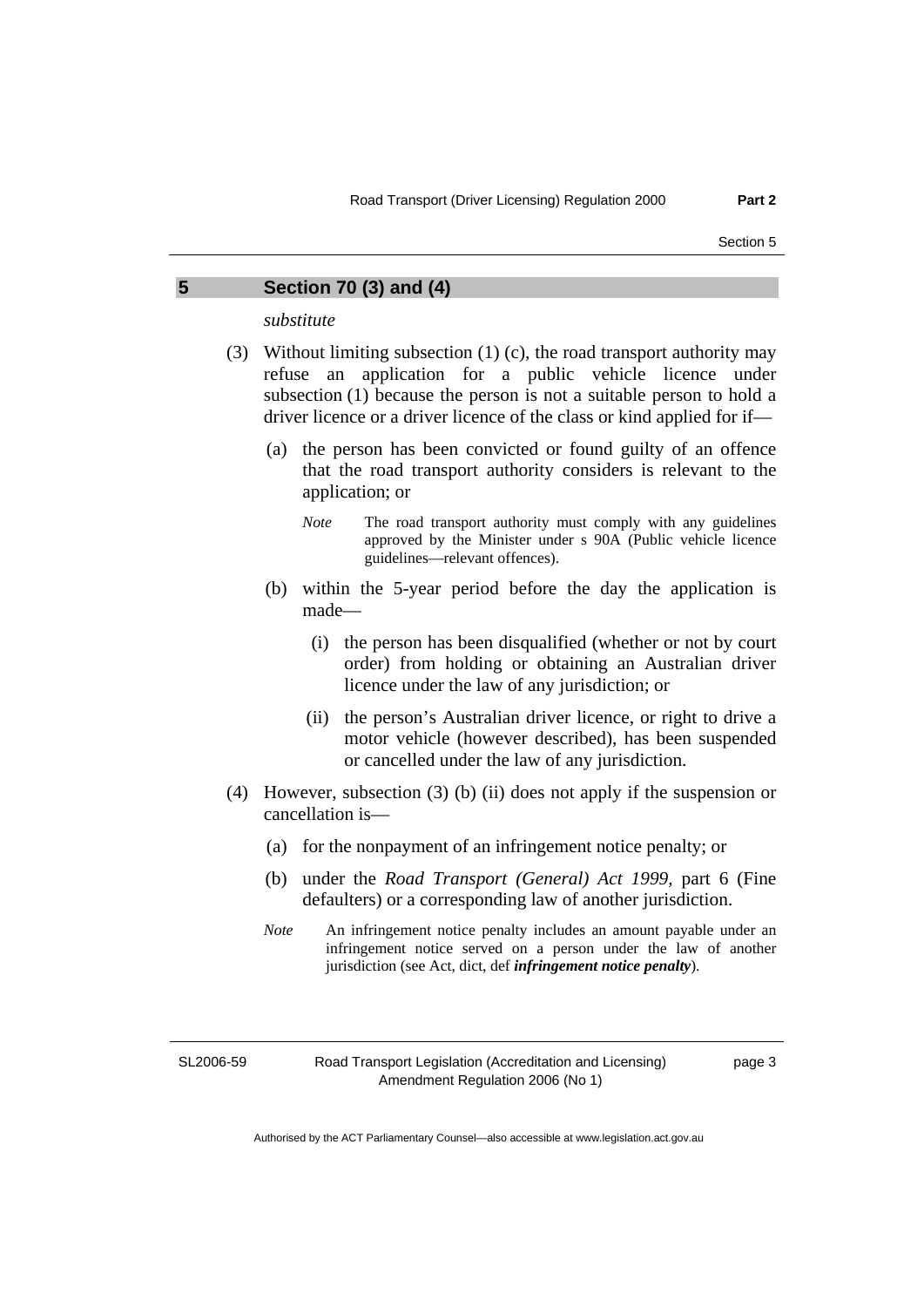## 5 Section 70 (3) and (4)

*substitute*

(3) Without limiting subsection (1) (c), the road transport authority may refuse an application for a public vehicle licence under subsection (1) because the person is not a suitable person to hold a driver licence or a driver licence of the class or kind applied for if—

(a) the person has been convicted or found guilty of an offence that the road transport authority considers is relevant to the application; or

*Note* The road transport authority must comply with any guidelines approved by the Minister under s 90A (Public vehicle licence guidelines—relevant offences).

(b) within the 5-year period before the day the application is made—

(i) the person has been disqualified (whether or not by court order) from holding or obtaining an Australian driver licence under the law of any jurisdiction; or

(ii) the person's Australian driver licence, or right to drive a motor vehicle (however described), has been suspended or cancelled under the law of any jurisdiction.

(4) However, subsection (3) (b) (ii) does not apply if the suspension or cancellation is—

(a) for the nonpayment of an infringement notice penalty; or

(b) under the *Road Transport (General) Act 1999*, part 6 (Fine defaulters) or a corresponding law of another jurisdiction.

*Note* An infringement notice penalty includes an amount payable under an infringement notice served on a person under the law of another jurisdiction (see Act, dict, def ***infringement notice penalty***).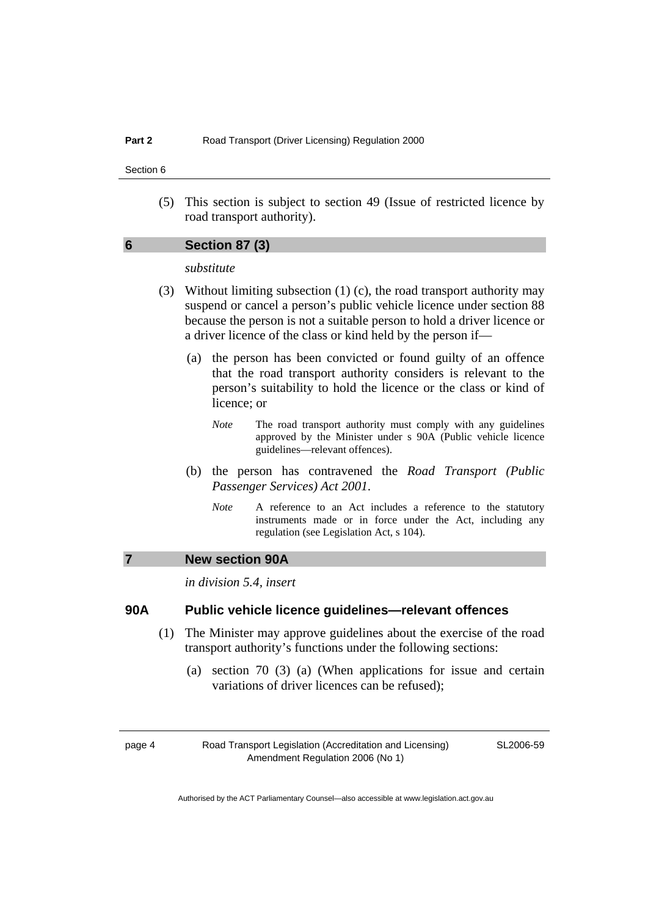(5) This section is subject to section 49 (Issue of restricted licence by road transport authority).

## 6 Section 87 (3)

*substitute*

(3) Without limiting subsection (1) (c), the road transport authority may suspend or cancel a person's public vehicle licence under section 88 because the person is not a suitable person to hold a driver licence or a driver licence of the class or kind held by the person if—

(a) the person has been convicted or found guilty of an offence that the road transport authority considers is relevant to the person's suitability to hold the licence or the class or kind of licence; or

*Note* The road transport authority must comply with any guidelines approved by the Minister under s 90A (Public vehicle licence guidelines—relevant offences).

(b) the person has contravened the *Road Transport (Public Passenger Services) Act 2001*.

*Note* A reference to an Act includes a reference to the statutory instruments made or in force under the Act, including any regulation (see Legislation Act, s 104).

## 7 New section 90A

*in division 5.4, insert*

### 90A Public vehicle licence guidelines—relevant offences

(1) The Minister may approve guidelines about the exercise of the road transport authority's functions under the following sections:

(a) section 70 (3) (a) (When applications for issue and certain variations of driver licences can be refused);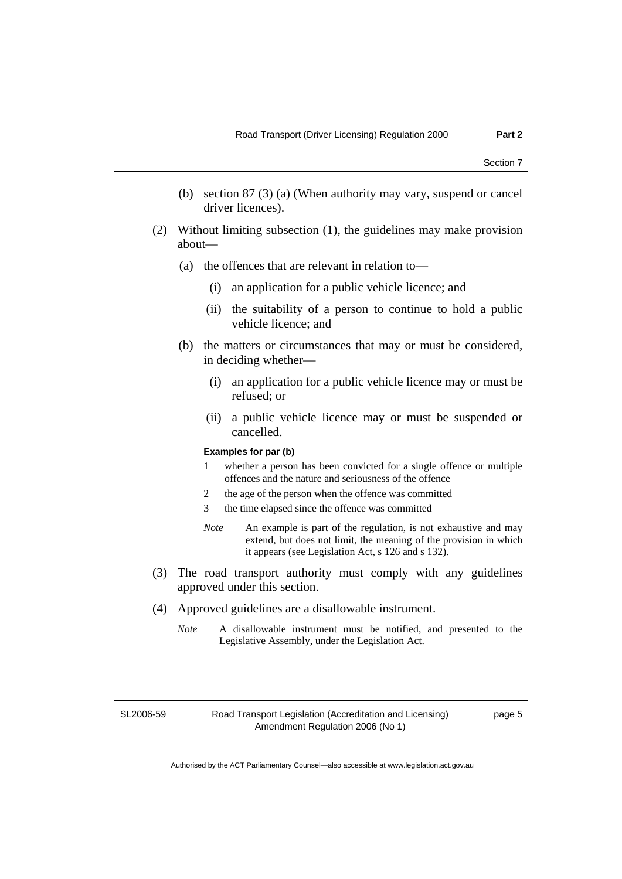(b) section 87 (3) (a) (When authority may vary, suspend or cancel driver licences).

(2) Without limiting subsection (1), the guidelines may make provision about—

(a) the offences that are relevant in relation to—

(i) an application for a public vehicle licence; and

(ii) the suitability of a person to continue to hold a public vehicle licence; and

(b) the matters or circumstances that may or must be considered, in deciding whether—

(i) an application for a public vehicle licence may or must be refused; or

(ii) a public vehicle licence may or must be suspended or cancelled.

**Examples for par (b)**

1 whether a person has been convicted for a single offence or multiple offences and the nature and seriousness of the offence

2 the age of the person when the offence was committed

3 the time elapsed since the offence was committed

*Note* An example is part of the regulation, is not exhaustive and may extend, but does not limit, the meaning of the provision in which it appears (see Legislation Act, s 126 and s 132).

(3) The road transport authority must comply with any guidelines approved under this section.

(4) Approved guidelines are a disallowable instrument.

*Note* A disallowable instrument must be notified, and presented to the Legislative Assembly, under the Legislation Act.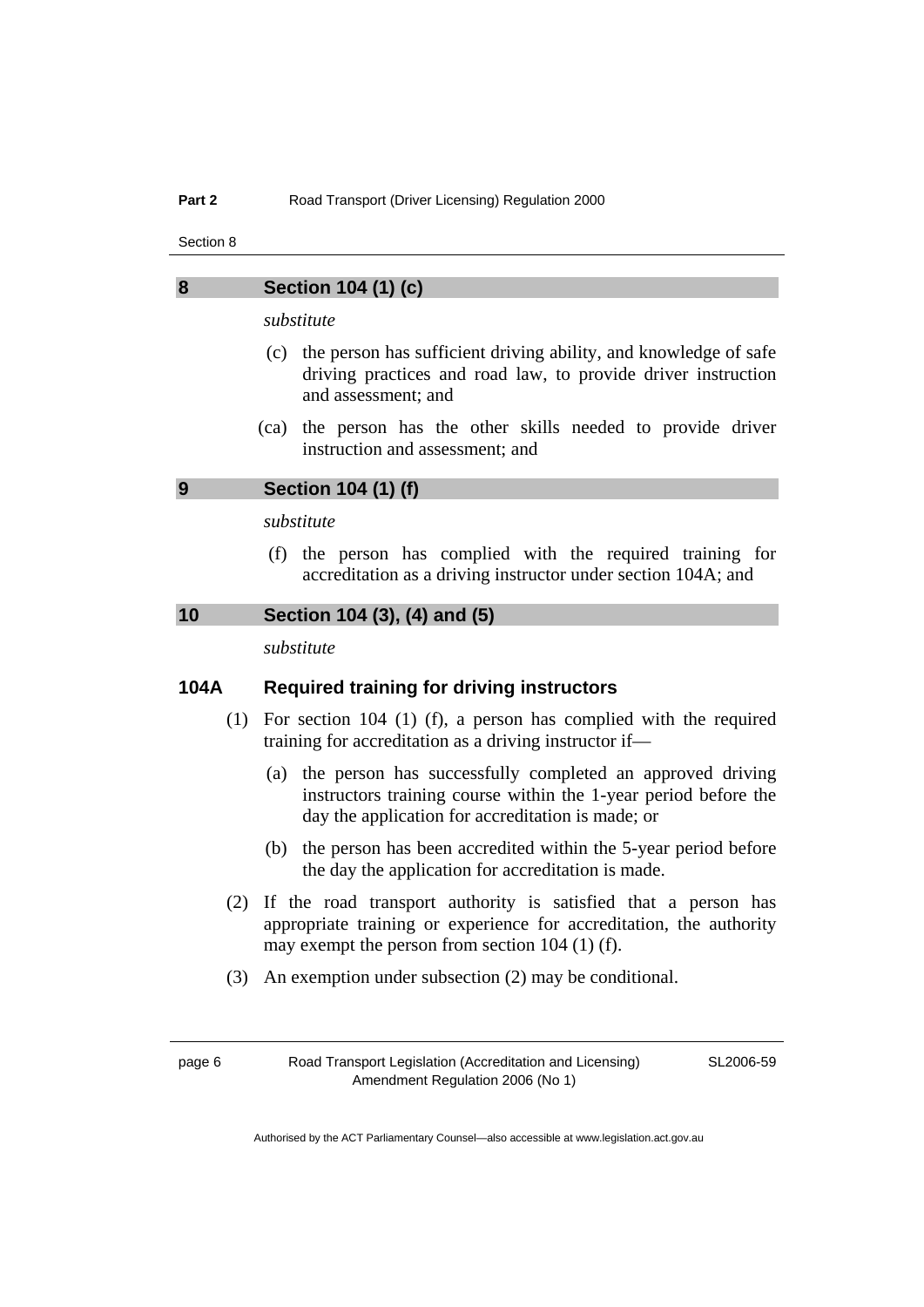### 8 Section 104 (1) (c)

*substitute*

(c) the person has sufficient driving ability, and knowledge of safe driving practices and road law, to provide driver instruction and assessment; and

(ca) the person has the other skills needed to provide driver instruction and assessment; and

### 9 Section 104 (1) (f)

*substitute*

(f) the person has complied with the required training for accreditation as a driving instructor under section 104A; and

### 10 Section 104 (3), (4) and (5)

*substitute*

#### 104A Required training for driving instructors

(1) For section 104 (1) (f), a person has complied with the required training for accreditation as a driving instructor if—

(a) the person has successfully completed an approved driving instructors training course within the 1-year period before the day the application for accreditation is made; or

(b) the person has been accredited within the 5-year period before the day the application for accreditation is made.

(2) If the road transport authority is satisfied that a person has appropriate training or experience for accreditation, the authority may exempt the person from section 104 (1) (f).

(3) An exemption under subsection (2) may be conditional.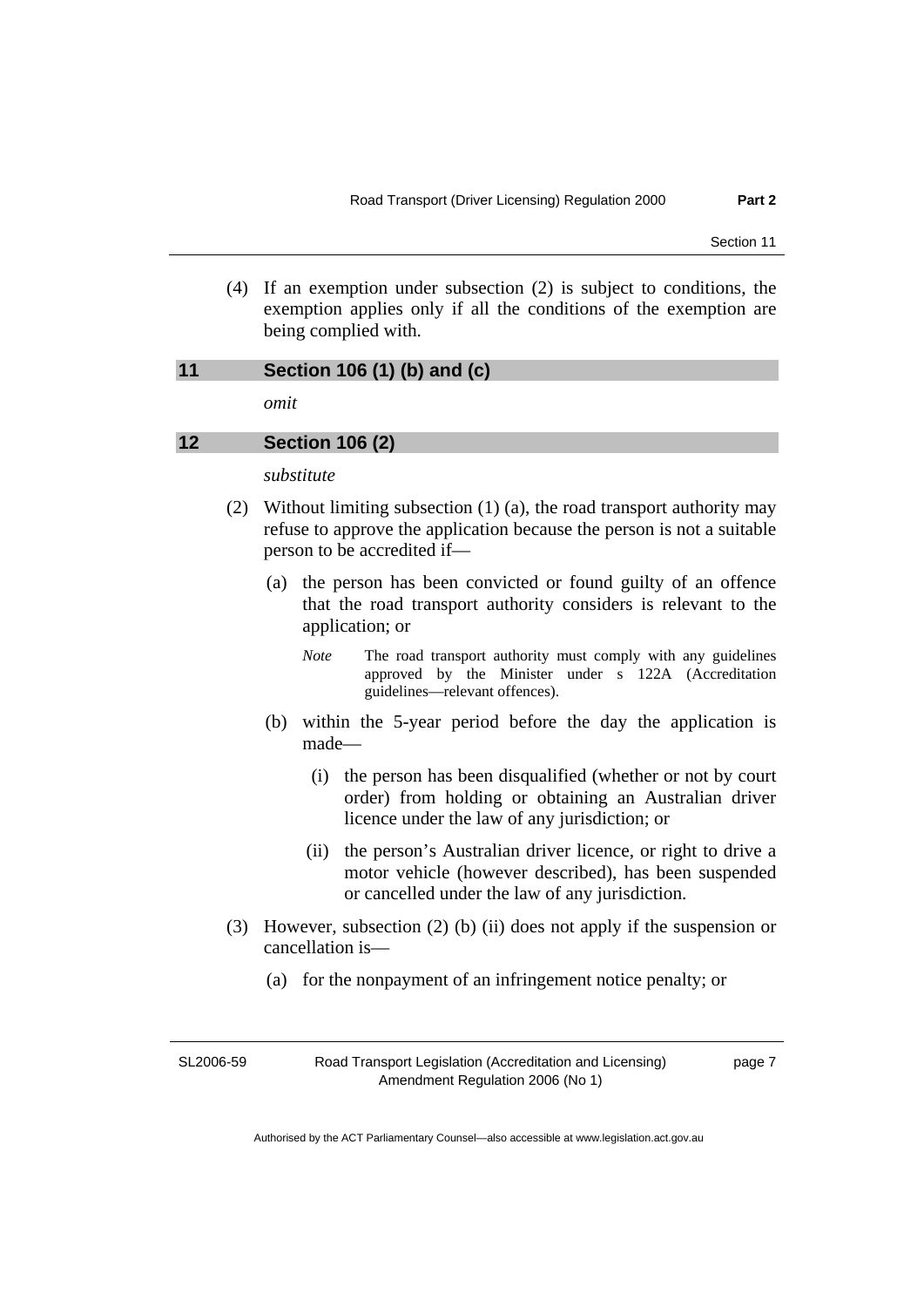(4) If an exemption under subsection (2) is subject to conditions, the exemption applies only if all the conditions of the exemption are being complied with.

### 11 Section 106 (1) (b) and (c)

*omit*

### 12 Section 106 (2)

*substitute*

(2) Without limiting subsection (1) (a), the road transport authority may refuse to approve the application because the person is not a suitable person to be accredited if—

(a) the person has been convicted or found guilty of an offence that the road transport authority considers is relevant to the application; or

*Note* The road transport authority must comply with any guidelines approved by the Minister under s 122A (Accreditation guidelines—relevant offences).

(b) within the 5-year period before the day the application is made—

(i) the person has been disqualified (whether or not by court order) from holding or obtaining an Australian driver licence under the law of any jurisdiction; or

(ii) the person's Australian driver licence, or right to drive a motor vehicle (however described), has been suspended or cancelled under the law of any jurisdiction.

(3) However, subsection (2) (b) (ii) does not apply if the suspension or cancellation is—

(a) for the nonpayment of an infringement notice penalty; or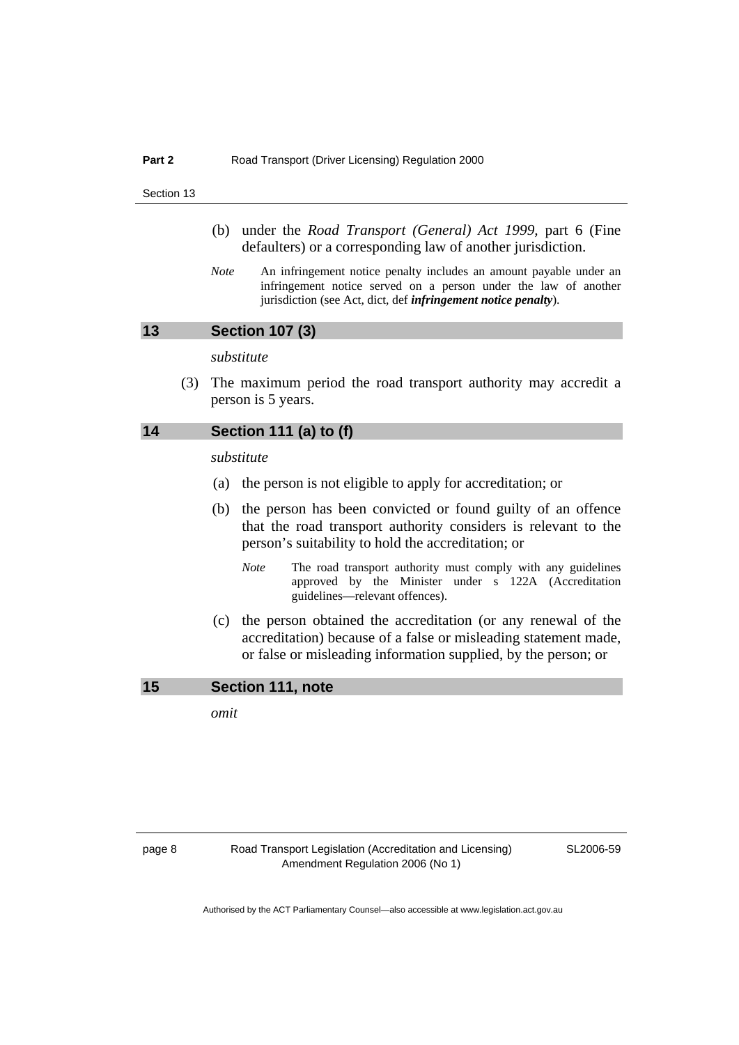(b) under the *Road Transport (General) Act 1999*, part 6 (Fine defaulters) or a corresponding law of another jurisdiction.

*Note* An infringement notice penalty includes an amount payable under an infringement notice served on a person under the law of another jurisdiction (see Act, dict, def ***infringement notice penalty***).

## 13 Section 107 (3)

*substitute*

(3) The maximum period the road transport authority may accredit a person is 5 years.

## 14 Section 111 (a) to (f)

*substitute*

(a) the person is not eligible to apply for accreditation; or

(b) the person has been convicted or found guilty of an offence that the road transport authority considers is relevant to the person's suitability to hold the accreditation; or

*Note* The road transport authority must comply with any guidelines approved by the Minister under s 122A (Accreditation guidelines—relevant offences).

(c) the person obtained the accreditation (or any renewal of the accreditation) because of a false or misleading statement made, or false or misleading information supplied, by the person; or

## 15 Section 111, note

*omit*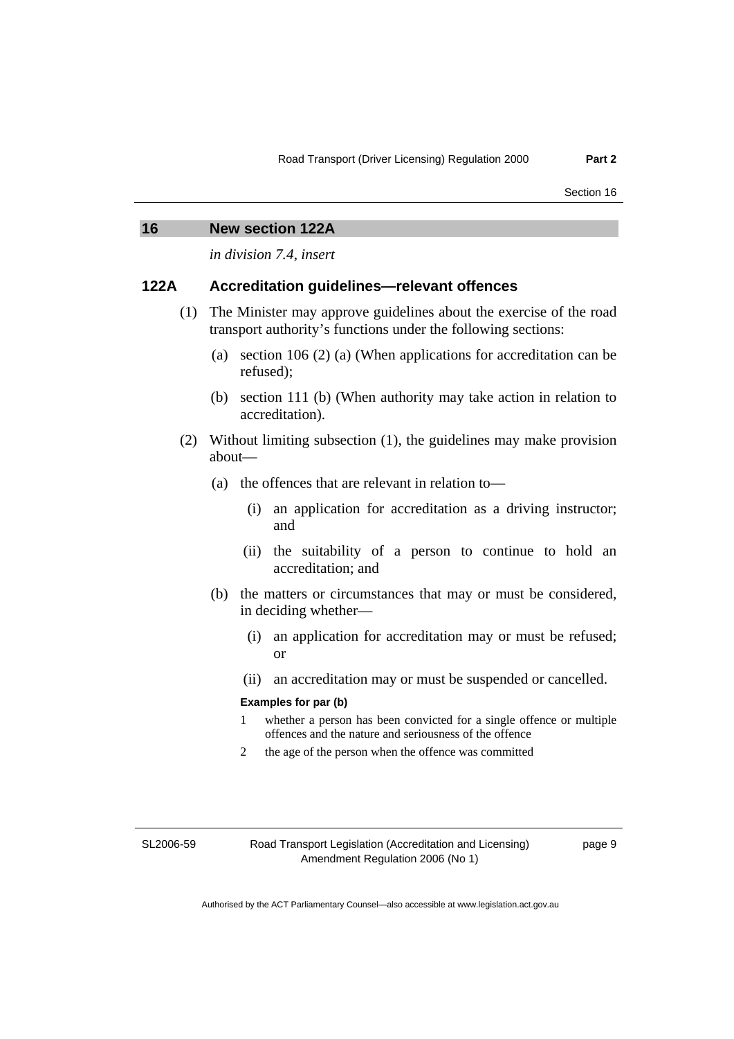## 16 New section 122A

*in division 7.4, insert*

### 122A Accreditation guidelines—relevant offences

(1) The Minister may approve guidelines about the exercise of the road transport authority's functions under the following sections:

   (a) section 106 (2) (a) (When applications for accreditation can be refused);

   (b) section 111 (b) (When authority may take action in relation to accreditation).

(2) Without limiting subsection (1), the guidelines may make provision about—

   (a) the offences that are relevant in relation to—

      (i) an application for accreditation as a driving instructor; and

      (ii) the suitability of a person to continue to hold an accreditation; and

   (b) the matters or circumstances that may or must be considered, in deciding whether—

      (i) an application for accreditation may or must be refused; or

      (ii) an accreditation may or must be suspended or cancelled.

**Examples for par (b)**

1 whether a person has been convicted for a single offence or multiple offences and the nature and seriousness of the offence

2 the age of the person when the offence was committed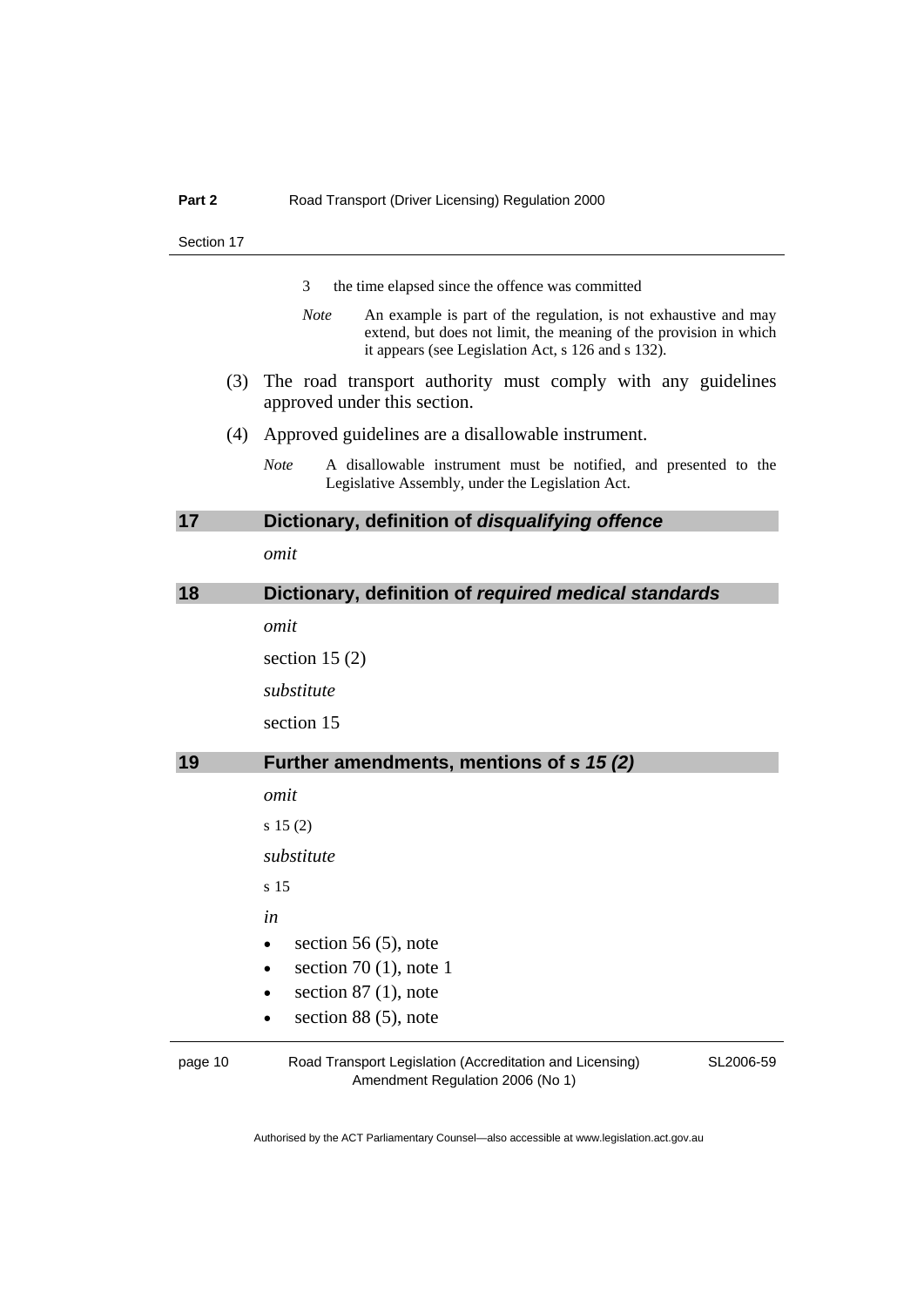3 the time elapsed since the offence was committed

*Note* An example is part of the regulation, is not exhaustive and may extend, but does not limit, the meaning of the provision in which it appears (see Legislation Act, s 126 and s 132).

(3) The road transport authority must comply with any guidelines approved under this section.

(4) Approved guidelines are a disallowable instrument.

*Note* A disallowable instrument must be notified, and presented to the Legislative Assembly, under the Legislation Act.

## 17 Dictionary, definition of *disqualifying offence*

*omit*

## 18 Dictionary, definition of *required medical standards*

*omit*

section 15 (2)

*substitute*

section 15

## 19 Further amendments, mentions of *s 15 (2)*

*omit*

s 15 (2)

*substitute*

s 15

*in*

- section 56 (5), note
- section 70 (1), note 1
- section 87 (1), note
- section 88 (5), note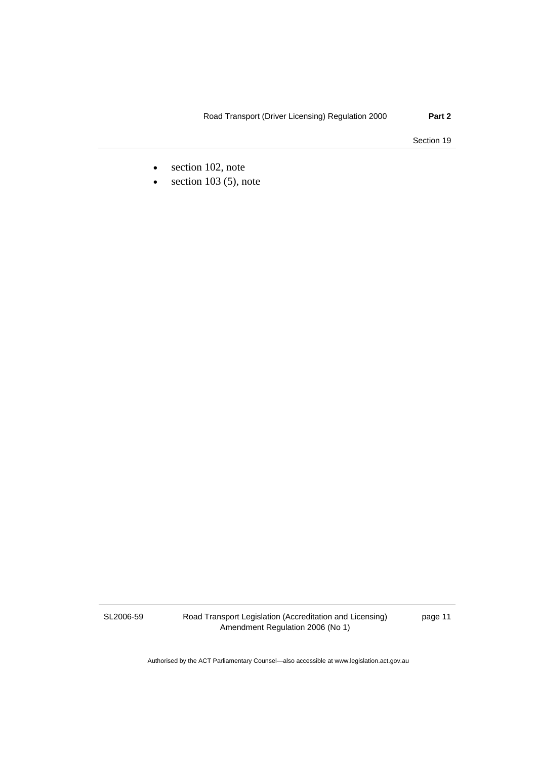- section 102, note
- section 103 (5), note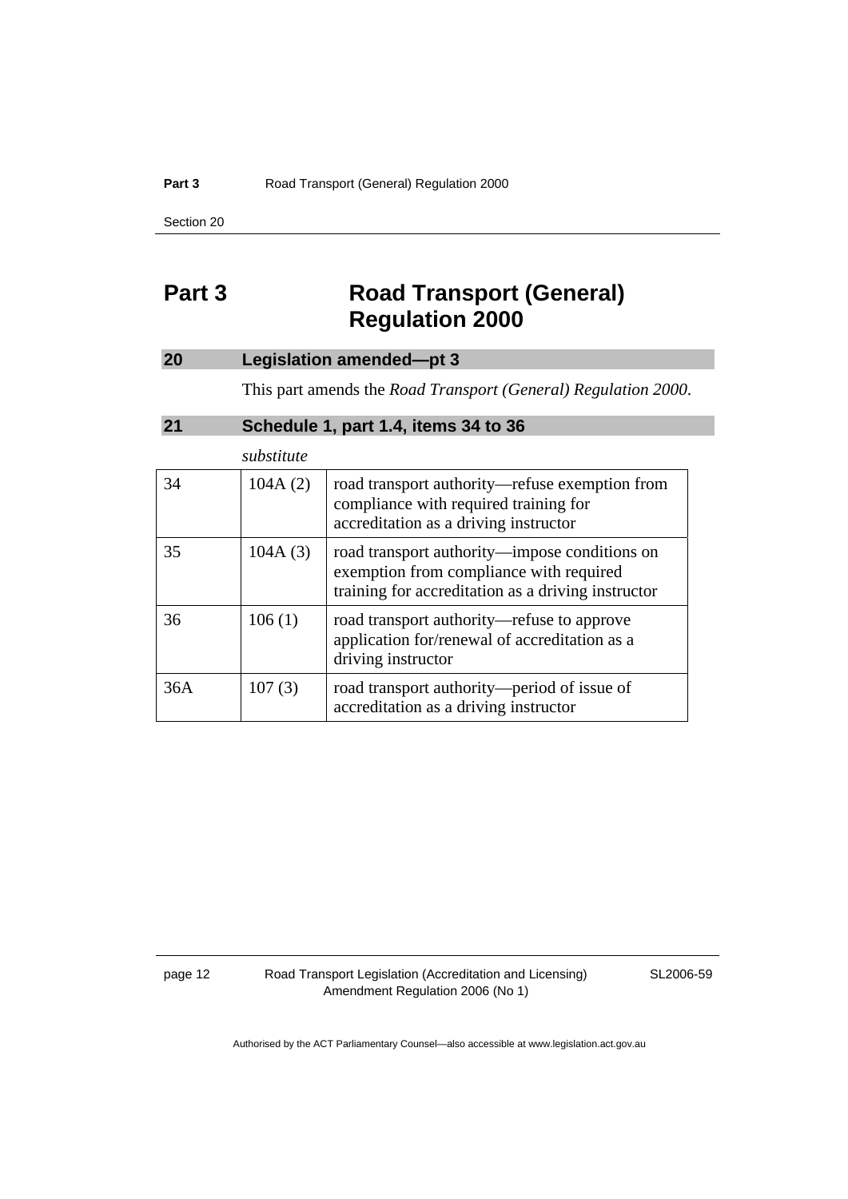# Part 3 Road Transport (General) Regulation 2000

## 20 Legislation amended—pt 3

This part amends the *Road Transport (General) Regulation 2000*.

## 21 Schedule 1, part 1.4, items 34 to 36

*substitute*

| | | |
|---|---|---|
| 34 | 104A (2) | road transport authority—refuse exemption from compliance with required training for accreditation as a driving instructor |
| 35 | 104A (3) | road transport authority—impose conditions on exemption from compliance with required training for accreditation as a driving instructor |
| 36 | 106 (1) | road transport authority—refuse to approve application for/renewal of accreditation as a driving instructor |
| 36A | 107 (3) | road transport authority—period of issue of accreditation as a driving instructor |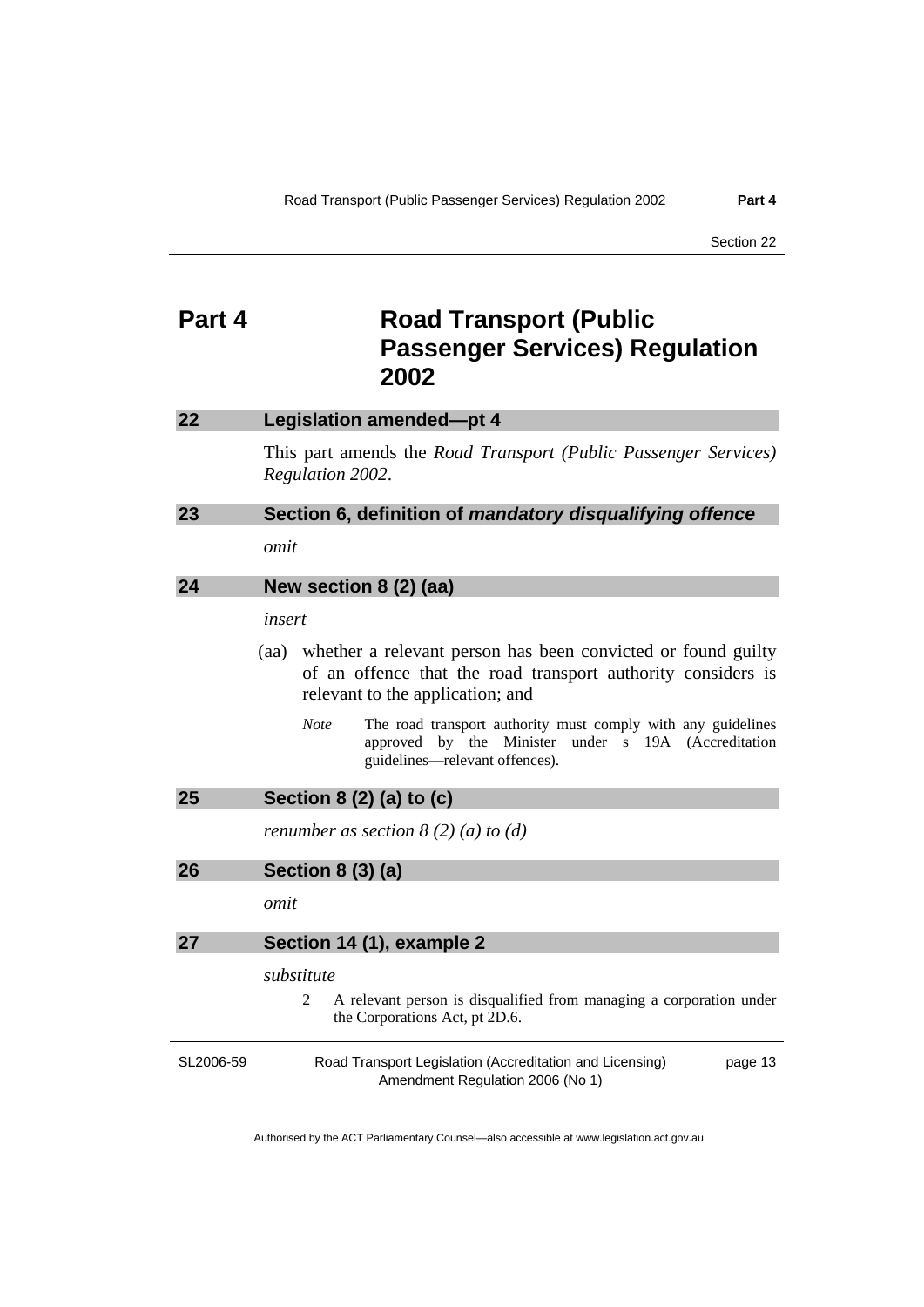# Part 4 Road Transport (Public Passenger Services) Regulation 2002

## 22 Legislation amended—pt 4

This part amends the *Road Transport (Public Passenger Services) Regulation 2002*.

## 23 Section 6, definition of *mandatory disqualifying offence*

*omit*

## 24 New section 8 (2) (aa)

*insert*

(aa) whether a relevant person has been convicted or found guilty of an offence that the road transport authority considers is relevant to the application; and

*Note* The road transport authority must comply with any guidelines approved by the Minister under s 19A (Accreditation guidelines—relevant offences).

## 25 Section 8 (2) (a) to (c)

*renumber as section 8 (2) (a) to (d)*

## 26 Section 8 (3) (a)

*omit*

## 27 Section 14 (1), example 2

*substitute*

2 A relevant person is disqualified from managing a corporation under the Corporations Act, pt 2D.6.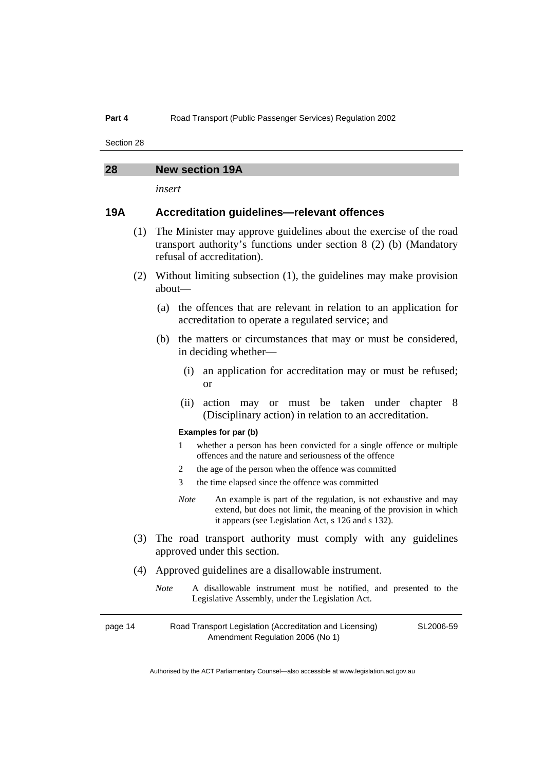## 28 New section 19A

*insert*

### 19A Accreditation guidelines—relevant offences

(1) The Minister may approve guidelines about the exercise of the road transport authority's functions under section 8 (2) (b) (Mandatory refusal of accreditation).

(2) Without limiting subsection (1), the guidelines may make provision about—

(a) the offences that are relevant in relation to an application for accreditation to operate a regulated service; and

(b) the matters or circumstances that may or must be considered, in deciding whether—

(i) an application for accreditation may or must be refused; or

(ii) action may or must be taken under chapter 8 (Disciplinary action) in relation to an accreditation.

**Examples for par (b)**

1 whether a person has been convicted for a single offence or multiple offences and the nature and seriousness of the offence

2 the age of the person when the offence was committed

3 the time elapsed since the offence was committed

*Note* An example is part of the regulation, is not exhaustive and may extend, but does not limit, the meaning of the provision in which it appears (see Legislation Act, s 126 and s 132).

(3) The road transport authority must comply with any guidelines approved under this section.

(4) Approved guidelines are a disallowable instrument.

*Note* A disallowable instrument must be notified, and presented to the Legislative Assembly, under the Legislation Act.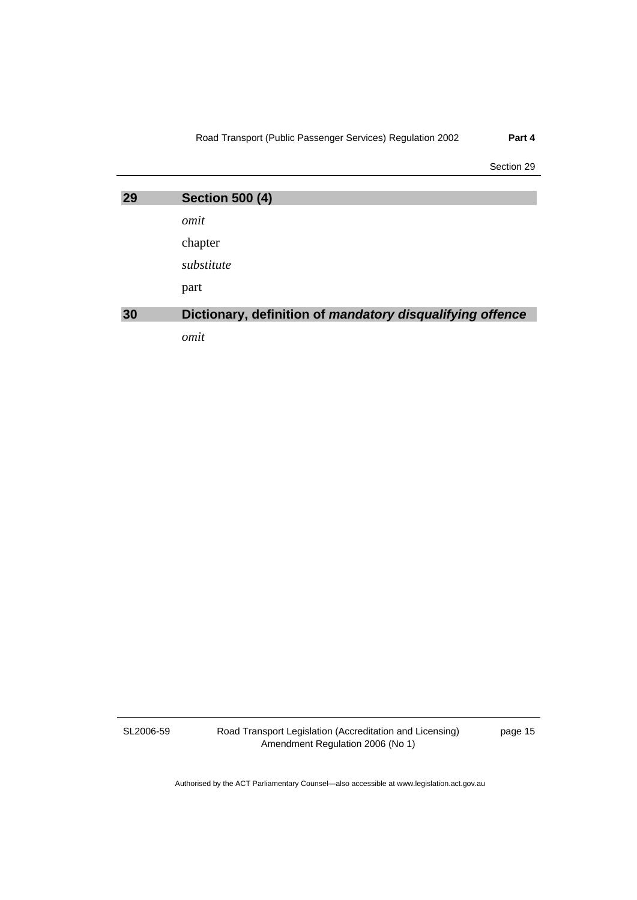## 29 Section 500 (4)

*omit*

chapter

*substitute*

part

## 30 Dictionary, definition of *mandatory disqualifying offence*

*omit*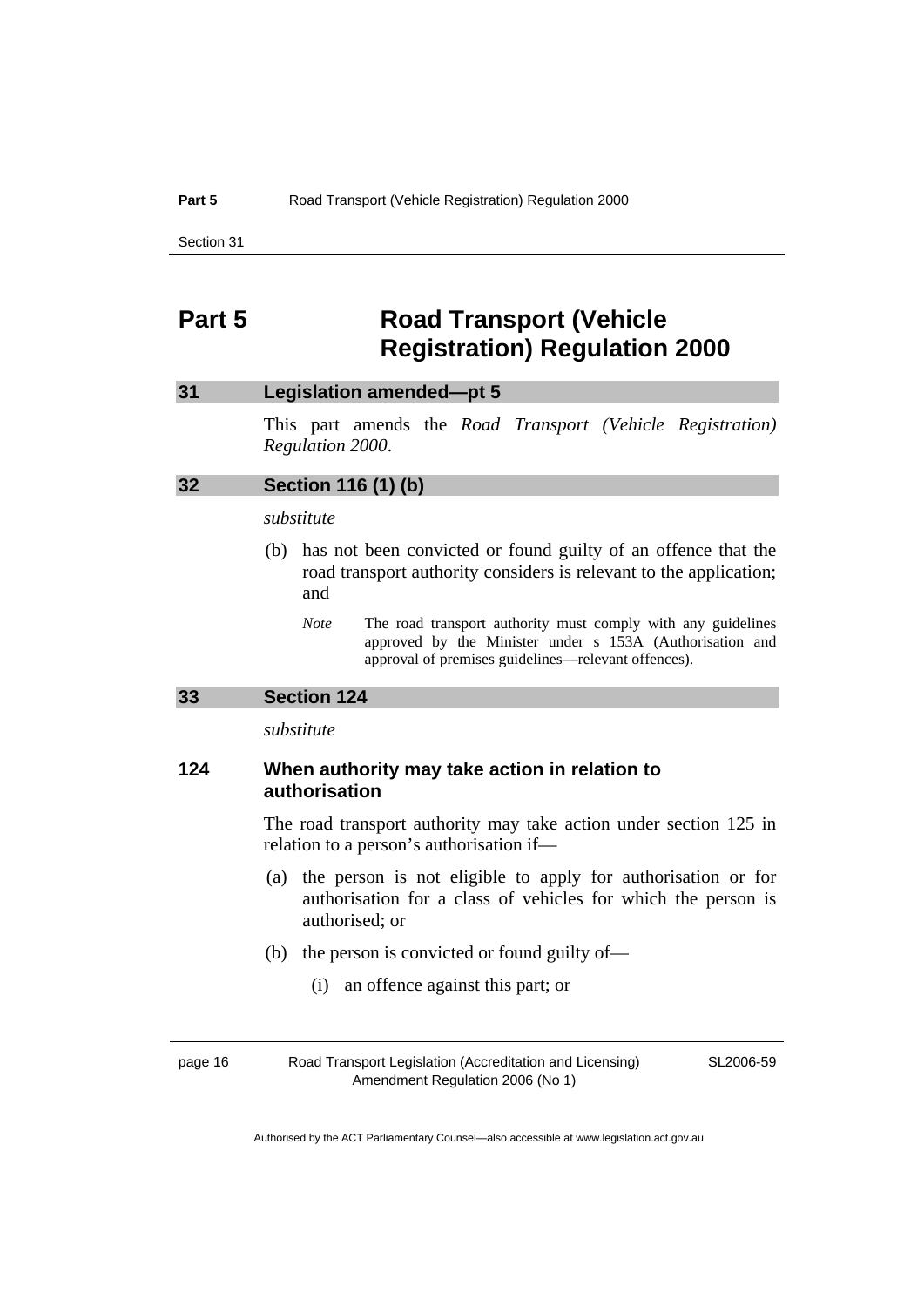# Part 5 Road Transport (Vehicle Registration) Regulation 2000

## 31 Legislation amended—pt 5

This part amends the *Road Transport (Vehicle Registration) Regulation 2000*.

## 32 Section 116 (1) (b)

*substitute*

(b) has not been convicted or found guilty of an offence that the road transport authority considers is relevant to the application; and

*Note* The road transport authority must comply with any guidelines approved by the Minister under s 153A (Authorisation and approval of premises guidelines—relevant offences).

## 33 Section 124

*substitute*

### 124 When authority may take action in relation to authorisation

The road transport authority may take action under section 125 in relation to a person's authorisation if—

(a) the person is not eligible to apply for authorisation or for authorisation for a class of vehicles for which the person is authorised; or

(b) the person is convicted or found guilty of—

(i) an offence against this part; or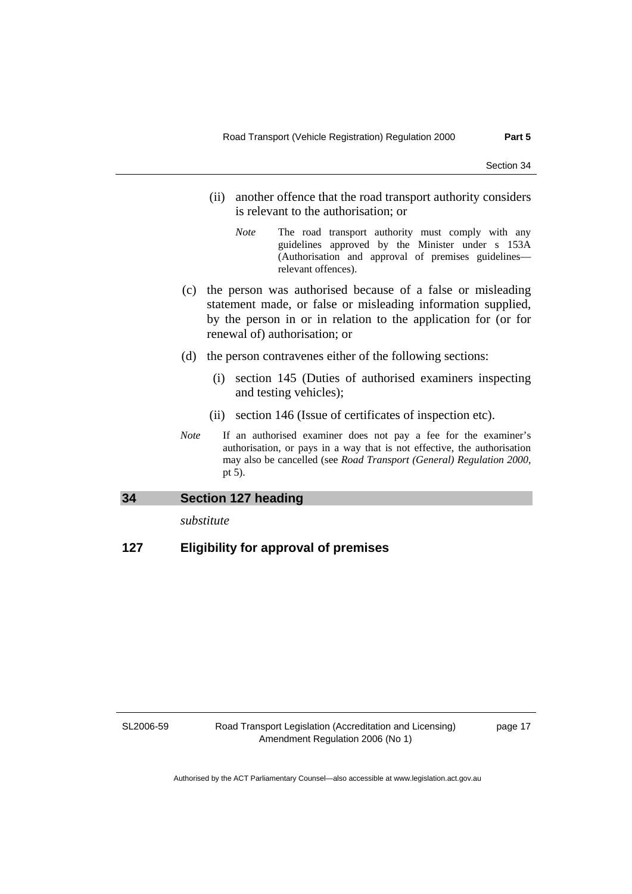(ii) another offence that the road transport authority considers is relevant to the authorisation; or

*Note* The road transport authority must comply with any guidelines approved by the Minister under s 153A (Authorisation and approval of premises guidelines—relevant offences).

(c) the person was authorised because of a false or misleading statement made, or false or misleading information supplied, by the person in or in relation to the application for (or for renewal of) authorisation; or

(d) the person contravenes either of the following sections:

(i) section 145 (Duties of authorised examiners inspecting and testing vehicles);

(ii) section 146 (Issue of certificates of inspection etc).

*Note* If an authorised examiner does not pay a fee for the examiner's authorisation, or pays in a way that is not effective, the authorisation may also be cancelled (see *Road Transport (General) Regulation 2000*, pt 5).

## 34 Section 127 heading

*substitute*

## 127 Eligibility for approval of premises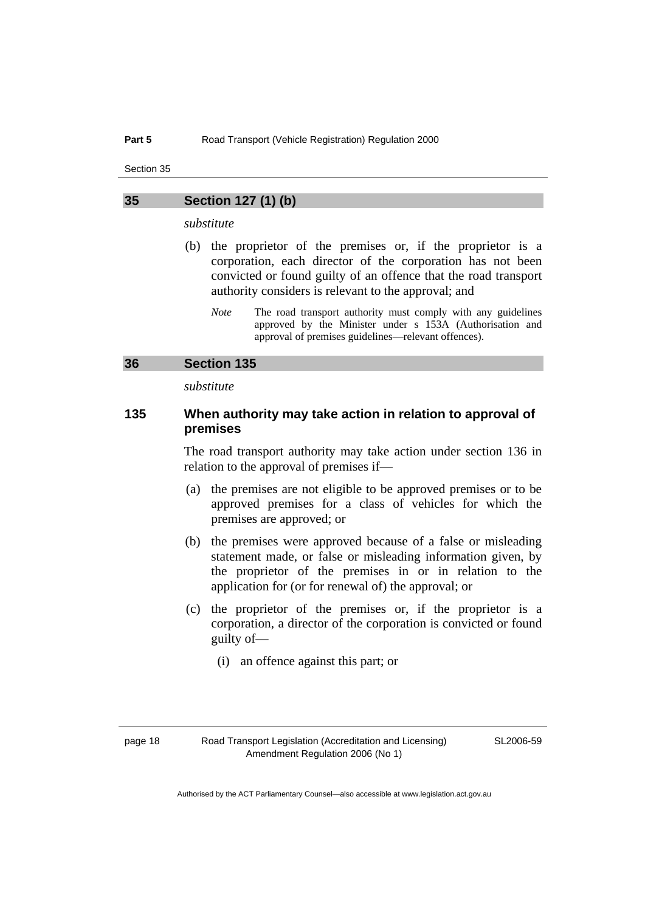## 35 Section 127 (1) (b)

*substitute*

(b) the proprietor of the premises or, if the proprietor is a corporation, each director of the corporation has not been convicted or found guilty of an offence that the road transport authority considers is relevant to the approval; and

*Note* The road transport authority must comply with any guidelines approved by the Minister under s 153A (Authorisation and approval of premises guidelines—relevant offences).

## 36 Section 135

*substitute*

### 135 When authority may take action in relation to approval of premises

The road transport authority may take action under section 136 in relation to the approval of premises if—

(a) the premises are not eligible to be approved premises or to be approved premises for a class of vehicles for which the premises are approved; or

(b) the premises were approved because of a false or misleading statement made, or false or misleading information given, by the proprietor of the premises in or in relation to the application for (or for renewal of) the approval; or

(c) the proprietor of the premises or, if the proprietor is a corporation, a director of the corporation is convicted or found guilty of—

(i) an offence against this part; or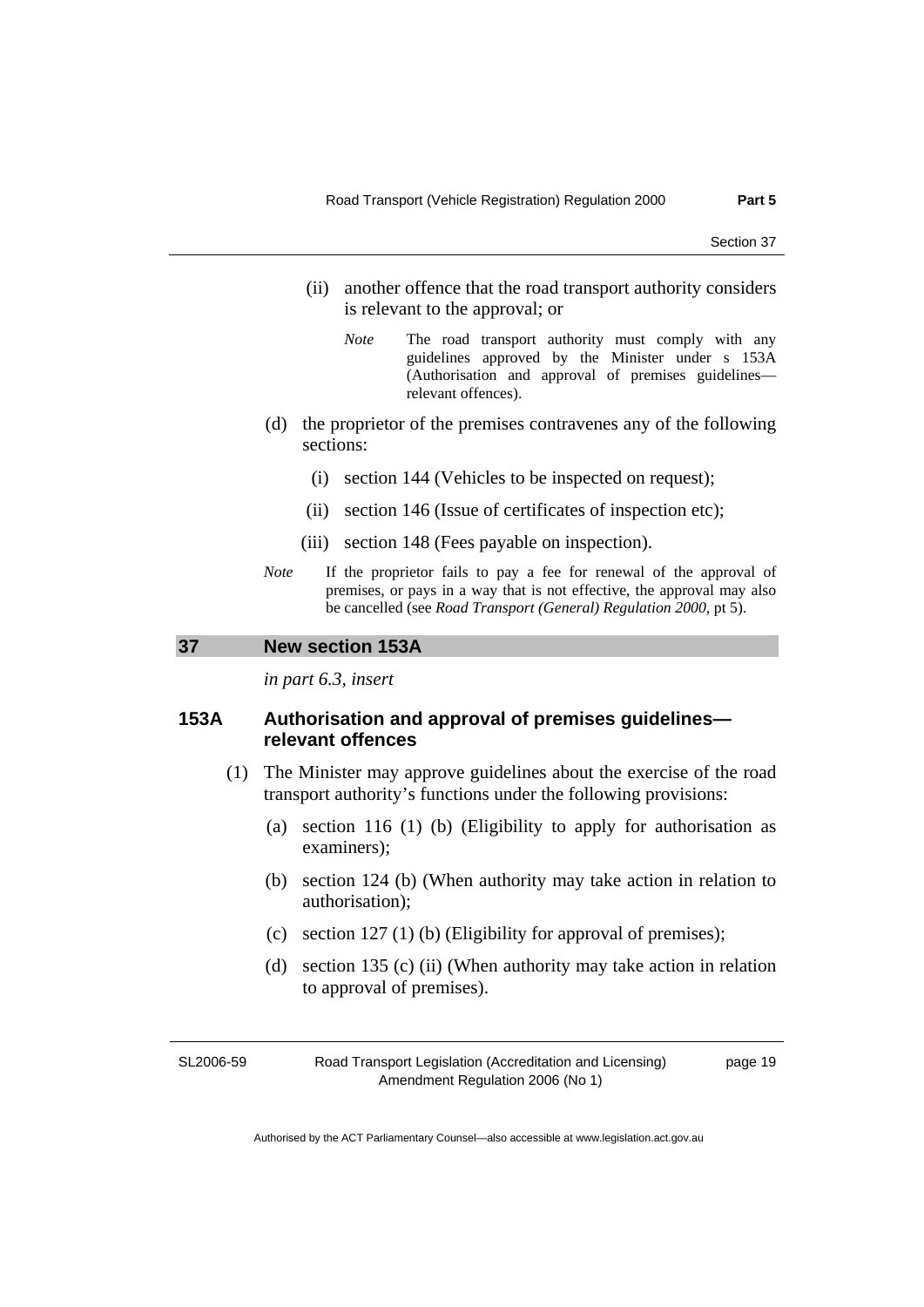(ii) another offence that the road transport authority considers is relevant to the approval; or

*Note* The road transport authority must comply with any guidelines approved by the Minister under s 153A (Authorisation and approval of premises guidelines—relevant offences).

(d) the proprietor of the premises contravenes any of the following sections:

(i) section 144 (Vehicles to be inspected on request);

(ii) section 146 (Issue of certificates of inspection etc);

(iii) section 148 (Fees payable on inspection).

*Note* If the proprietor fails to pay a fee for renewal of the approval of premises, or pays in a way that is not effective, the approval may also be cancelled (see *Road Transport (General) Regulation 2000*, pt 5).

## 37 New section 153A

*in part 6.3, insert*

### 153A Authorisation and approval of premises guidelines—relevant offences

(1) The Minister may approve guidelines about the exercise of the road transport authority's functions under the following provisions:

(a) section 116 (1) (b) (Eligibility to apply for authorisation as examiners);

(b) section 124 (b) (When authority may take action in relation to authorisation);

(c) section 127 (1) (b) (Eligibility for approval of premises);

(d) section 135 (c) (ii) (When authority may take action in relation to approval of premises).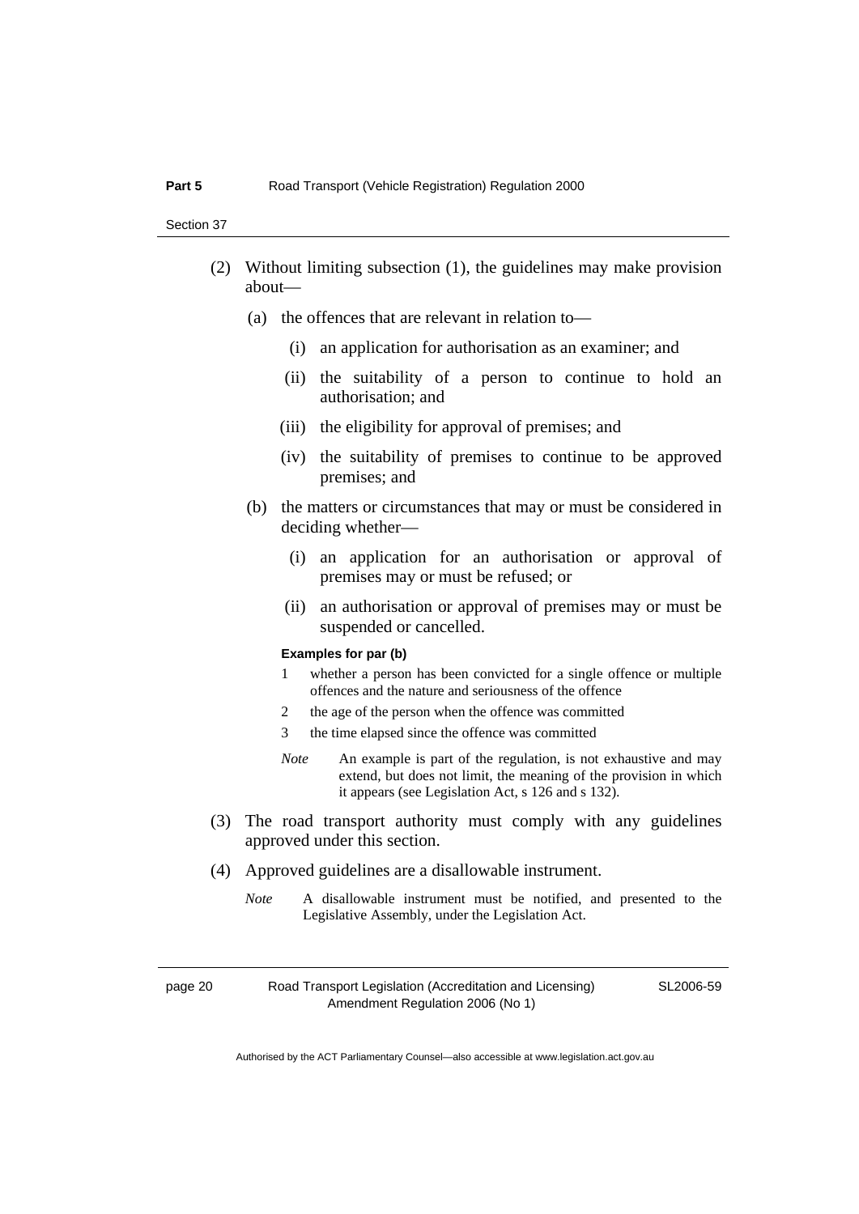(2) Without limiting subsection (1), the guidelines may make provision about—

   (a) the offences that are relevant in relation to—

      (i) an application for authorisation as an examiner; and

      (ii) the suitability of a person to continue to hold an authorisation; and

      (iii) the eligibility for approval of premises; and

      (iv) the suitability of premises to continue to be approved premises; and

   (b) the matters or circumstances that may or must be considered in deciding whether—

      (i) an application for an authorisation or approval of premises may or must be refused; or

      (ii) an authorisation or approval of premises may or must be suspended or cancelled.

**Examples for par (b)**

1 whether a person has been convicted for a single offence or multiple offences and the nature and seriousness of the offence

2 the age of the person when the offence was committed

3 the time elapsed since the offence was committed

*Note* An example is part of the regulation, is not exhaustive and may extend, but does not limit, the meaning of the provision in which it appears (see Legislation Act, s 126 and s 132).

(3) The road transport authority must comply with any guidelines approved under this section.

(4) Approved guidelines are a disallowable instrument.

*Note* A disallowable instrument must be notified, and presented to the Legislative Assembly, under the Legislation Act.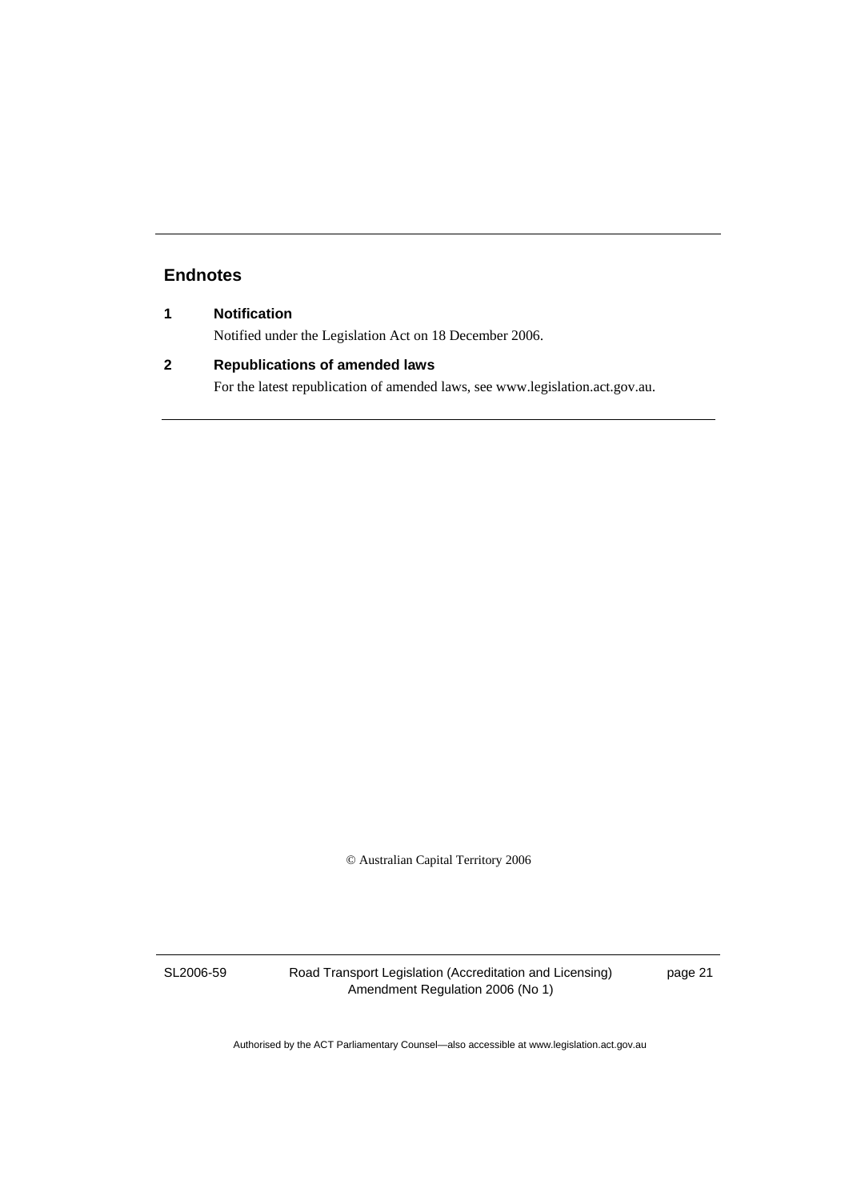## Endnotes

**1 Notification**

Notified under the Legislation Act on 18 December 2006.

**2 Republications of amended laws**

For the latest republication of amended laws, see www.legislation.act.gov.au.

© Australian Capital Territory 2006